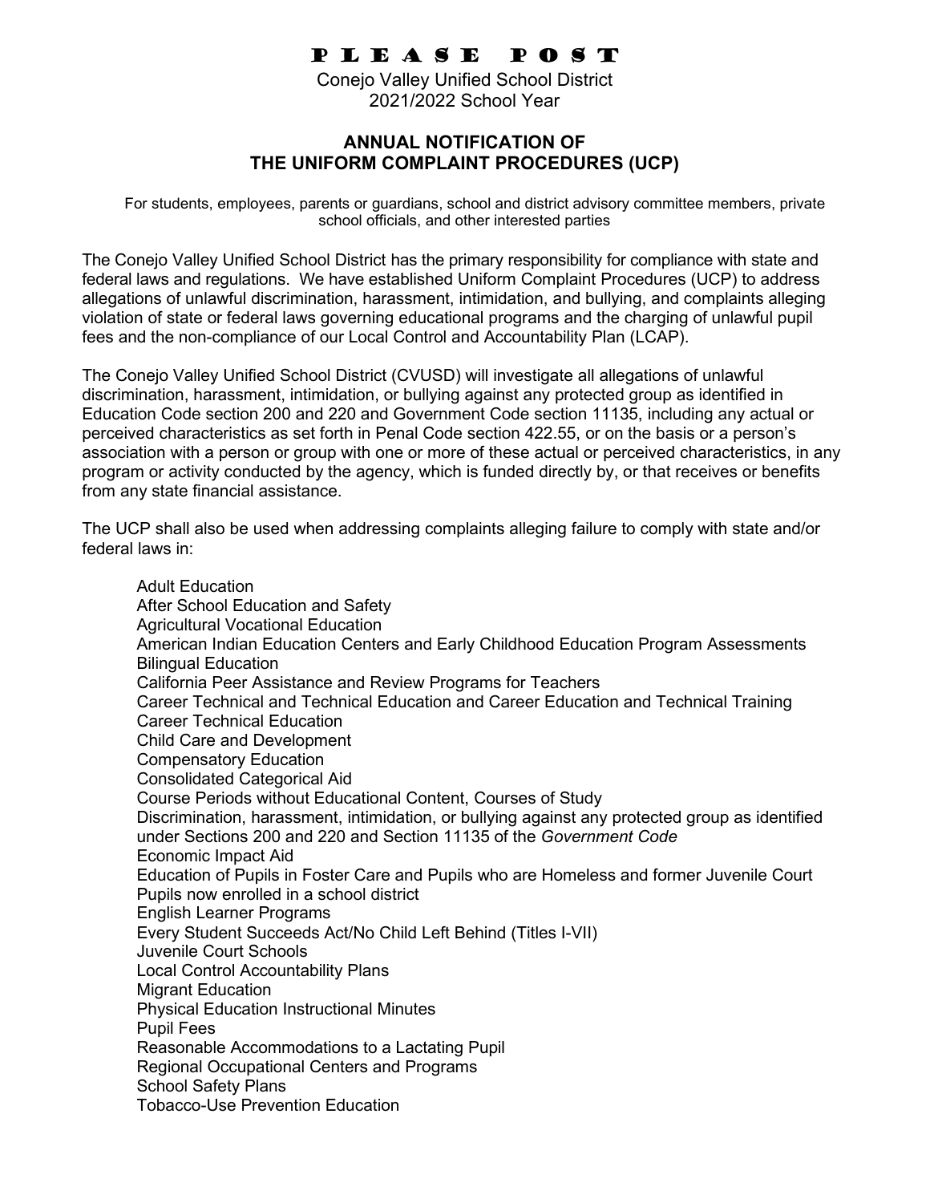# PLEASE POST

Conejo Valley Unified School District
2021/2022 School Year

## ANNUAL NOTIFICATION OF THE UNIFORM COMPLAINT PROCEDURES (UCP)

For students, employees, parents or guardians, school and district advisory committee members, private school officials, and other interested parties

The Conejo Valley Unified School District has the primary responsibility for compliance with state and federal laws and regulations. We have established Uniform Complaint Procedures (UCP) to address allegations of unlawful discrimination, harassment, intimidation, and bullying, and complaints alleging violation of state or federal laws governing educational programs and the charging of unlawful pupil fees and the non-compliance of our Local Control and Accountability Plan (LCAP).

The Conejo Valley Unified School District (CVUSD) will investigate all allegations of unlawful discrimination, harassment, intimidation, or bullying against any protected group as identified in Education Code section 200 and 220 and Government Code section 11135, including any actual or perceived characteristics as set forth in Penal Code section 422.55, or on the basis or a person's association with a person or group with one or more of these actual or perceived characteristics, in any program or activity conducted by the agency, which is funded directly by, or that receives or benefits from any state financial assistance.

The UCP shall also be used when addressing complaints alleging failure to comply with state and/or federal laws in:

- Adult Education
- After School Education and Safety
- Agricultural Vocational Education
- American Indian Education Centers and Early Childhood Education Program Assessments
- Bilingual Education
- California Peer Assistance and Review Programs for Teachers
- Career Technical and Technical Education and Career Education and Technical Training
- Career Technical Education
- Child Care and Development
- Compensatory Education
- Consolidated Categorical Aid
- Course Periods without Educational Content, Courses of Study
- Discrimination, harassment, intimidation, or bullying against any protected group as identified under Sections 200 and 220 and Section 11135 of the *Government Code*
- Economic Impact Aid
- Education of Pupils in Foster Care and Pupils who are Homeless and former Juvenile Court Pupils now enrolled in a school district
- English Learner Programs
- Every Student Succeeds Act/No Child Left Behind (Titles I-VII)
- Juvenile Court Schools
- Local Control Accountability Plans
- Migrant Education
- Physical Education Instructional Minutes
- Pupil Fees
- Reasonable Accommodations to a Lactating Pupil
- Regional Occupational Centers and Programs
- School Safety Plans
- Tobacco-Use Prevention Education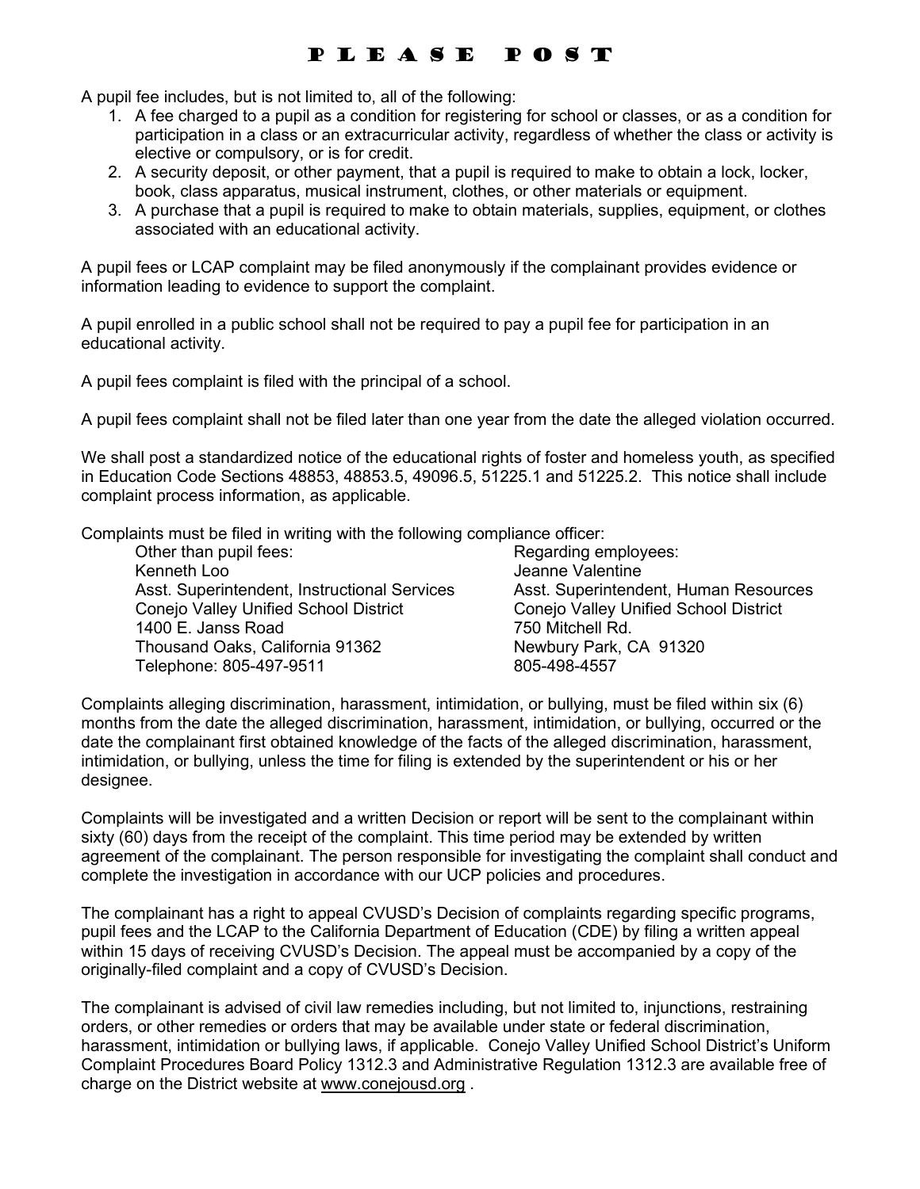A pupil fee includes, but is not limited to, all of the following:

1. A fee charged to a pupil as a condition for registering for school or classes, or as a condition for participation in a class or an extracurricular activity, regardless of whether the class or activity is elective or compulsory, or is for credit.
2. A security deposit, or other payment, that a pupil is required to make to obtain a lock, locker, book, class apparatus, musical instrument, clothes, or other materials or equipment.
3. A purchase that a pupil is required to make to obtain materials, supplies, equipment, or clothes associated with an educational activity.

A pupil fees or LCAP complaint may be filed anonymously if the complainant provides evidence or information leading to evidence to support the complaint.

A pupil enrolled in a public school shall not be required to pay a pupil fee for participation in an educational activity.

A pupil fees complaint is filed with the principal of a school.

A pupil fees complaint shall not be filed later than one year from the date the alleged violation occurred.

We shall post a standardized notice of the educational rights of foster and homeless youth, as specified in Education Code Sections 48853, 48853.5, 49096.5, 51225.1 and 51225.2. This notice shall include complaint process information, as applicable.

Complaints must be filed in writing with the following compliance officer:

Other than pupil fees:
Kenneth Loo
Asst. Superintendent, Instructional Services
Conejo Valley Unified School District
1400 E. Janss Road
Thousand Oaks, California 91362
Telephone: 805-497-9511

Regarding employees:
Jeanne Valentine
Asst. Superintendent, Human Resources
Conejo Valley Unified School District
750 Mitchell Rd.
Newbury Park, CA 91320
805-498-4557

Complaints alleging discrimination, harassment, intimidation, or bullying, must be filed within six (6) months from the date the alleged discrimination, harassment, intimidation, or bullying, occurred or the date the complainant first obtained knowledge of the facts of the alleged discrimination, harassment, intimidation, or bullying, unless the time for filing is extended by the superintendent or his or her designee.

Complaints will be investigated and a written Decision or report will be sent to the complainant within sixty (60) days from the receipt of the complaint. This time period may be extended by written agreement of the complainant. The person responsible for investigating the complaint shall conduct and complete the investigation in accordance with our UCP policies and procedures.

The complainant has a right to appeal CVUSD's Decision of complaints regarding specific programs, pupil fees and the LCAP to the California Department of Education (CDE) by filing a written appeal within 15 days of receiving CVUSD's Decision. The appeal must be accompanied by a copy of the originally-filed complaint and a copy of CVUSD's Decision.

The complainant is advised of civil law remedies including, but not limited to, injunctions, restraining orders, or other remedies or orders that may be available under state or federal discrimination, harassment, intimidation or bullying laws, if applicable. Conejo Valley Unified School District's Uniform Complaint Procedures Board Policy 1312.3 and Administrative Regulation 1312.3 are available free of charge on the District website at www.conejousd.org .